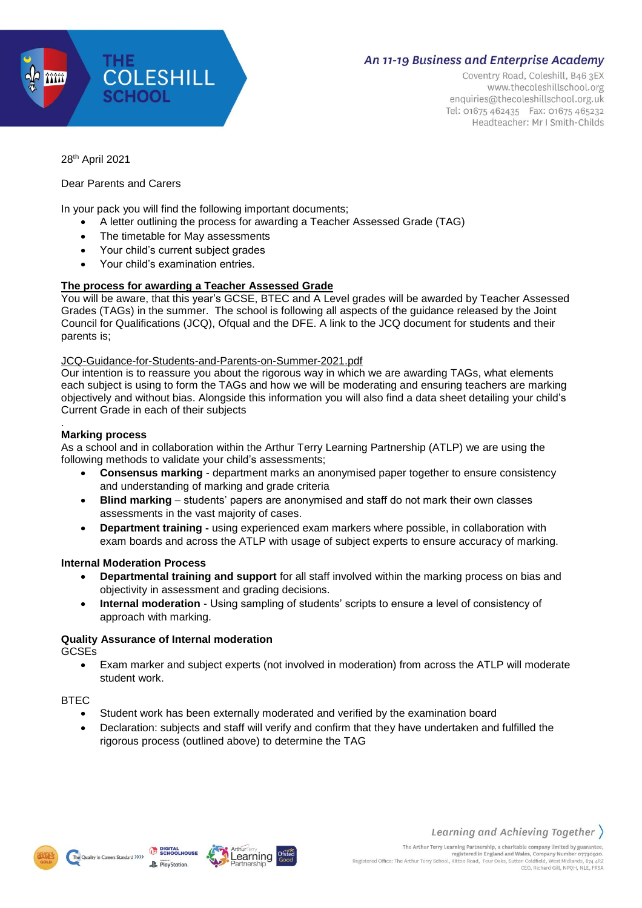28th April 2021

Dear Parents and Carers

In your pack you will find the following important documents;

- A letter outlining the process for awarding a Teacher Assessed Grade (TAG)
- The timetable for May assessments
- Your child's current subject grades
- Your child's examination entries.

**The process for awarding a Teacher Assessed Grade**

You will be aware, that this year's GCSE, BTEC and A Level grades will be awarded by Teacher Assessed Grades (TAGs) in the summer. The school is following all aspects of the guidance released by the Joint Council for Qualifications (JCQ), Ofqual and the DFE. A link to the JCQ document for students and their parents is;

JCQ-Guidance-for-Students-and-Parents-on-Summer-2021.pdf

Our intention is to reassure you about the rigorous way in which we are awarding TAGs, what elements each subject is using to form the TAGs and how we will be moderating and ensuring teachers are marking objectively and without bias. Alongside this information you will also find a data sheet detailing your child's Current Grade in each of their subjects

.

**Marking process**

As a school and in collaboration within the Arthur Terry Learning Partnership (ATLP) we are using the following methods to validate your child's assessments;

- **Consensus marking** - department marks an anonymised paper together to ensure consistency and understanding of marking and grade criteria
- **Blind marking** – students' papers are anonymised and staff do not mark their own classes assessments in the vast majority of cases.
- **Department training -** using experienced exam markers where possible, in collaboration with exam boards and across the ATLP with usage of subject experts to ensure accuracy of marking.

**Internal Moderation Process**

- **Departmental training and support** for all staff involved within the marking process on bias and objectivity in assessment and grading decisions.
- **Internal moderation** - Using sampling of students' scripts to ensure a level of consistency of approach with marking.

**Quality Assurance of Internal moderation**

GCSEs

- Exam marker and subject experts (not involved in moderation) from across the ATLP will moderate student work.

BTEC

- Student work has been externally moderated and verified by the examination board
- Declaration: subjects and staff will verify and confirm that they have undertaken and fulfilled the rigorous process (outlined above) to determine the TAG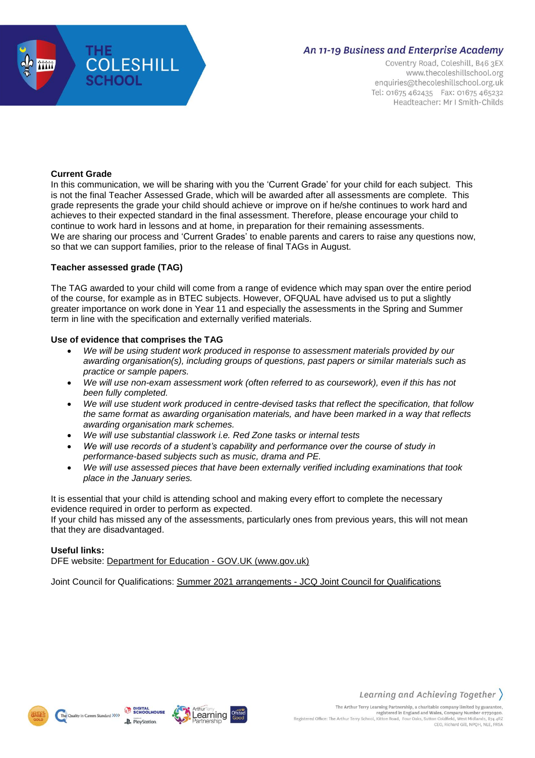**Current Grade**

In this communication, we will be sharing with you the 'Current Grade' for your child for each subject. This is not the final Teacher Assessed Grade, which will be awarded after all assessments are complete. This grade represents the grade your child should achieve or improve on if he/she continues to work hard and achieves to their expected standard in the final assessment. Therefore, please encourage your child to continue to work hard in lessons and at home, in preparation for their remaining assessments.
We are sharing our process and 'Current Grades' to enable parents and carers to raise any questions now, so that we can support families, prior to the release of final TAGs in August.

**Teacher assessed grade (TAG)**

The TAG awarded to your child will come from a range of evidence which may span over the entire period of the course, for example as in BTEC subjects. However, OFQUAL have advised us to put a slightly greater importance on work done in Year 11 and especially the assessments in the Spring and Summer term in line with the specification and externally verified materials.

**Use of evidence that comprises the TAG**

- *We will be using student work produced in response to assessment materials provided by our awarding organisation(s), including groups of questions, past papers or similar materials such as practice or sample papers.*
- *We will use non-exam assessment work (often referred to as coursework), even if this has not been fully completed.*
- *We will use student work produced in centre-devised tasks that reflect the specification, that follow the same format as awarding organisation materials, and have been marked in a way that reflects awarding organisation mark schemes.*
- *We will use substantial classwork i.e. Red Zone tasks or internal tests*
- *We will use records of a student's capability and performance over the course of study in performance-based subjects such as music, drama and PE.*
- *We will use assessed pieces that have been externally verified including examinations that took place in the January series.*

It is essential that your child is attending school and making every effort to complete the necessary evidence required in order to perform as expected.
If your child has missed any of the assessments, particularly ones from previous years, this will not mean that they are disadvantaged.

**Useful links:**

DFE website: Department for Education - GOV.UK (www.gov.uk)

Joint Council for Qualifications: Summer 2021 arrangements - JCQ Joint Council for Qualifications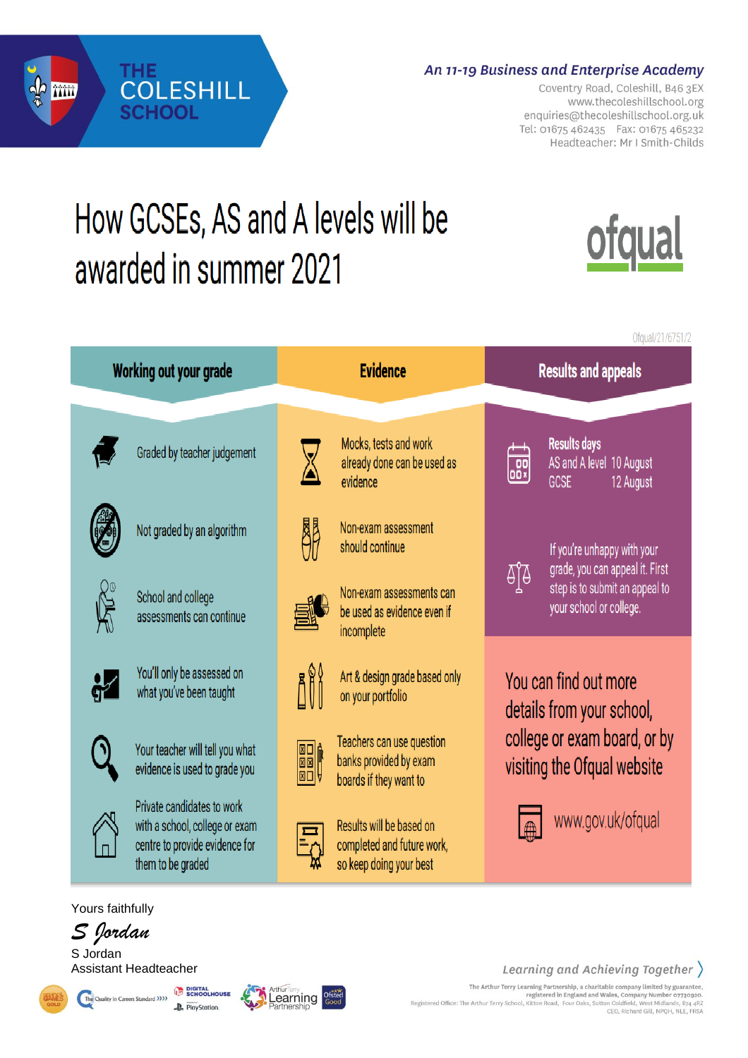THE COLESHILL SCHOOL

*An 11-19 Business and Enterprise Academy*

Coventry Road, Coleshill, B46 3EX
www.thecoleshillschool.org
enquiries@thecoleshillschool.org.uk
Tel: 01675 462435  Fax: 01675 465232
Headteacher: Mr I Smith-Childs

# How GCSEs, AS and A levels will be awarded in summer 2021

ofqual

Ofqual/21/6751/2

## Working out your grade

- Graded by teacher judgement
- Not graded by an algorithm
- School and college assessments can continue
- You'll only be assessed on what you've been taught
- Your teacher will tell you what evidence is used to grade you
- Private candidates to work with a school, college or exam centre to provide evidence for them to be graded

## Evidence

- Mocks, tests and work already done can be used as evidence
- Non-exam assessment should continue
- Non-exam assessments can be used as evidence even if incomplete
- Art & design grade based only on your portfolio
- Teachers can use question banks provided by exam boards if they want to
- Results will be based on completed and future work, so keep doing your best

## Results and appeals

**Results days**

| | |
|---|---|
| AS and A level | 10 August |
| GCSE | 12 August |

If you're unhappy with your grade, you can appeal it. First step is to submit an appeal to your school or college.

You can find out more details from your school, college or exam board, or by visiting the Ofqual website

www.gov.uk/ofqual

Yours faithfully

S Jordan

S Jordan
Assistant Headteacher

*Learning and Achieving Together*

The Arthur Terry Learning Partnership, a charitable company limited by guarantee, registered in England and Wales, Company Number 07730920.
Registered Office: The Arthur Terry School, Kittoe Road, Four Oaks, Sutton Coldfield, West Midlands, B74 4RZ
CEO, Richard Gill, NPQH, NLE, FRSA